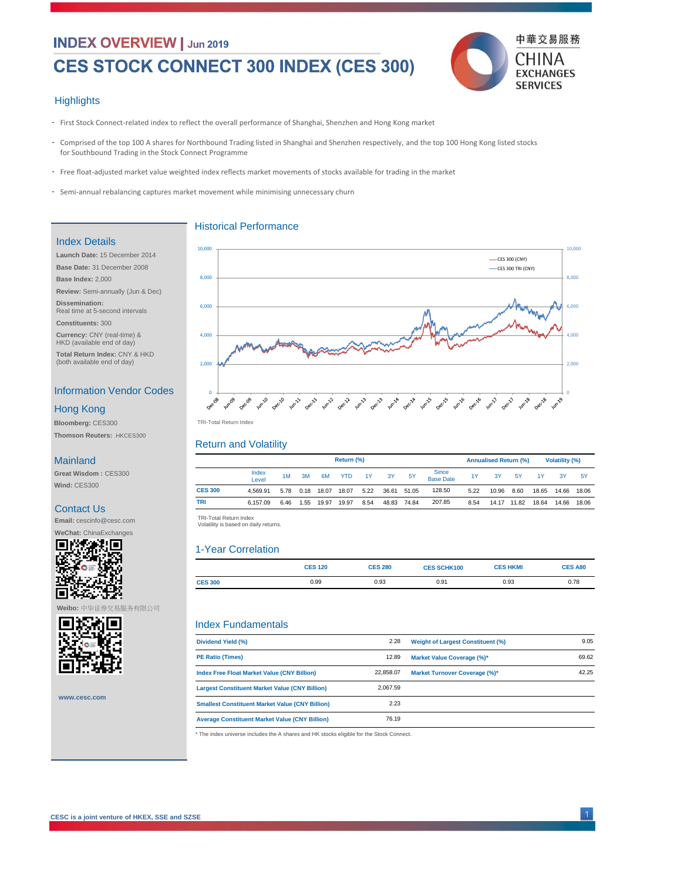# INDEX OVERVIEW | Jun 2019

# CES STOCK CONNECT 300 INDEX (CES 300)

中華交易服務 CHINA EXCHANGES SERVICES

## Highlights

- First Stock Connect-related index to reflect the overall performance of Shanghai, Shenzhen and Hong Kong market
- Comprised of the top 100 A shares for Northbound Trading listed in Shanghai and Shenzhen respectively, and the top 100 Hong Kong listed stocks for Southbound Trading in the Stock Connect Programme
- Free float-adjusted market value weighted index reflects market movements of stocks available for trading in the market
- Semi-annual rebalancing captures market movement while minimising unnecessary churn

## Index Details

**Launch Date:** 15 December 2014

**Base Date:** 31 December 2008

**Base Index:** 2,000

**Review:** Semi-annually (Jun & Dec)

**Dissemination:**
Real time at 5-second intervals

**Constituents:** 300

**Currency:** CNY (real-time) & HKD (available end of day)

**Total Return Index:** CNY & HKD (both available end of day)

## Information Vendor Codes

### Hong Kong

**Bloomberg:** CES300

**Thomson Reuters:** .HKCES300

### Mainland

**Great Wisdom :** CES300

**Wind:** CES300

## Contact Us

**Email:** cescinfo@cesc.com

**WeChat:** ChinaExchanges

**Weibo:** 中华证券交易服务有限公司

www.cesc.com

## Historical Performance

TRI-Total Return Index

## Return and Volatility

| | Index Level | Return (%) 1M | 3M | 6M | YTD | 1Y | 3Y | 5Y | Since Base Date | Annualised Return (%) 1Y | 3Y | 5Y | Volatility (%) 1Y | 3Y | 5Y |
|---|---|---|---|---|---|---|---|---|---|---|---|---|---|---|---|
| CES 300 | 4,569.91 | 5.78 | 0.18 | 18.07 | 18.07 | 5.22 | 36.61 | 51.05 | 128.50 | 5.22 | 10.96 | 8.60 | 18.65 | 14.66 | 18.06 |
| TRI | 6,157.09 | 6.46 | 1.55 | 19.97 | 19.97 | 8.54 | 48.83 | 74.84 | 207.85 | 8.54 | 14.17 | 11.82 | 18.64 | 14.66 | 18.06 |

TRI-Total Return Index
Volatility is based on daily returns.

## 1-Year Correlation

| | CES 120 | CES 280 | CES SCHK100 | CES HKMI | CES A80 |
|---|---|---|---|---|---|
| CES 300 | 0.99 | 0.93 | 0.91 | 0.93 | 0.78 |

## Index Fundamentals

| | | | |
|---|---|---|---|
| Dividend Yield (%) | 2.28 | Weight of Largest Constituent (%) | 9.05 |
| PE Ratio (Times) | 12.89 | Market Value Coverage (%)* | 69.62 |
| Index Free Float Market Value (CNY Billion) | 22,858.07 | Market Turnover Coverage (%)* | 42.25 |
| Largest Constituent Market Value (CNY Billion) | 2,067.59 | | |
| Smallest Constituent Market Value (CNY Billion) | 2.23 | | |
| Average Constituent Market Value (CNY Billion) | 76.19 | | |

\* The index universe includes the A shares and HK stocks eligible for the Stock Connect.

CESC is a joint venture of HKEX, SSE and SZSE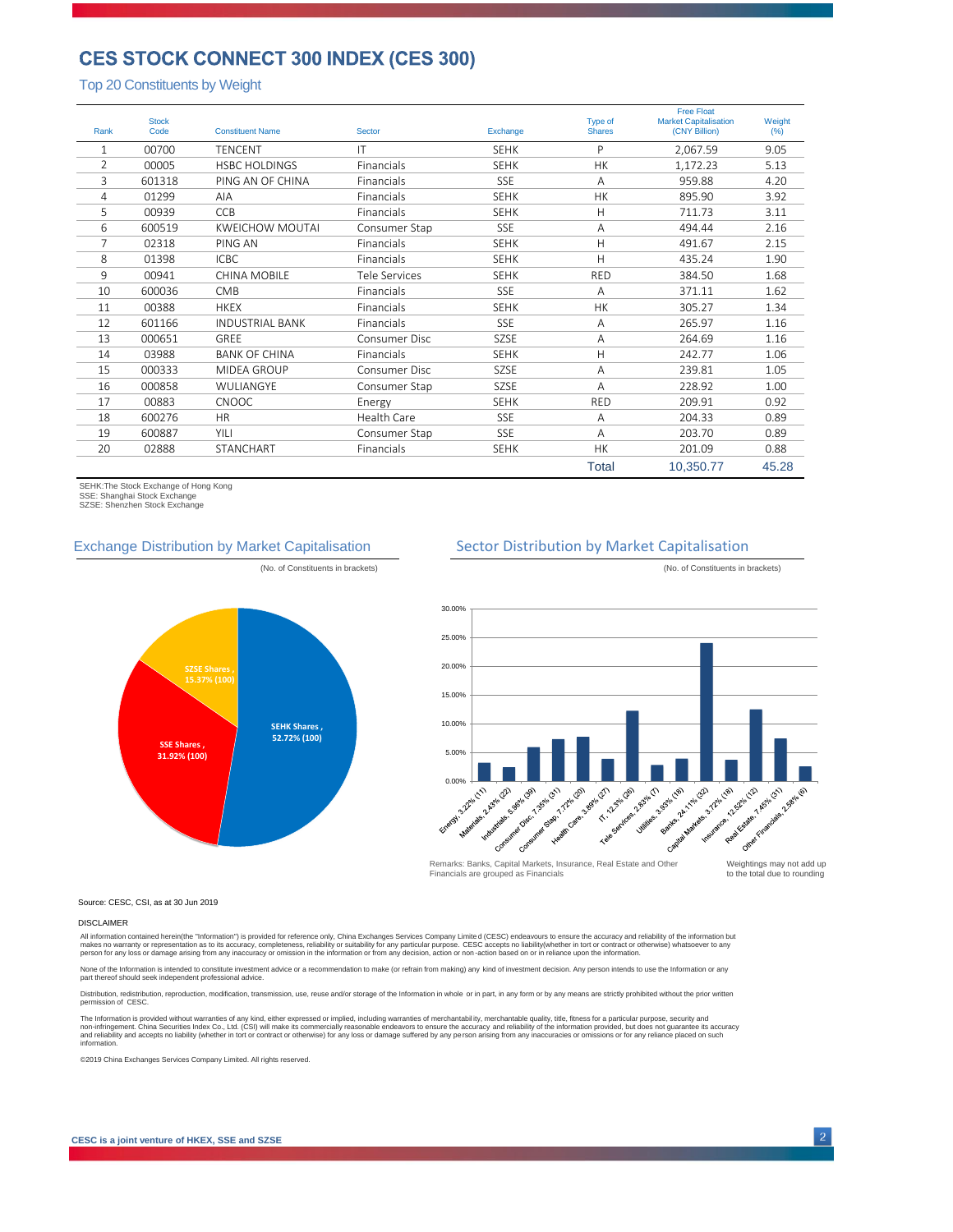# CES STOCK CONNECT 300 INDEX (CES 300)

## Top 20 Constituents by Weight

| Rank | Stock Code | Constituent Name | Sector | Exchange | Type of Shares | Free Float Market Capitalisation (CNY Billion) | Weight (%) |
|---|---|---|---|---|---|---|---|
| 1 | 00700 | TENCENT | IT | SEHK | P | 2,067.59 | 9.05 |
| 2 | 00005 | HSBC HOLDINGS | Financials | SEHK | HK | 1,172.23 | 5.13 |
| 3 | 601318 | PING AN OF CHINA | Financials | SSE | A | 959.88 | 4.20 |
| 4 | 01299 | AIA | Financials | SEHK | HK | 895.90 | 3.92 |
| 5 | 00939 | CCB | Financials | SEHK | H | 711.73 | 3.11 |
| 6 | 600519 | KWEICHOW MOUTAI | Consumer Stap | SSE | A | 494.44 | 2.16 |
| 7 | 02318 | PING AN | Financials | SEHK | H | 491.67 | 2.15 |
| 8 | 01398 | ICBC | Financials | SEHK | H | 435.24 | 1.90 |
| 9 | 00941 | CHINA MOBILE | Tele Services | SEHK | RED | 384.50 | 1.68 |
| 10 | 600036 | CMB | Financials | SSE | A | 371.11 | 1.62 |
| 11 | 00388 | HKEX | Financials | SEHK | HK | 305.27 | 1.34 |
| 12 | 601166 | INDUSTRIAL BANK | Financials | SSE | A | 265.97 | 1.16 |
| 13 | 000651 | GREE | Consumer Disc | SZSE | A | 264.69 | 1.16 |
| 14 | 03988 | BANK OF CHINA | Financials | SEHK | H | 242.77 | 1.06 |
| 15 | 000333 | MIDEA GROUP | Consumer Disc | SZSE | A | 239.81 | 1.05 |
| 16 | 000858 | WULIANGYE | Consumer Stap | SZSE | A | 228.92 | 1.00 |
| 17 | 00883 | CNOOC | Energy | SEHK | RED | 209.91 | 0.92 |
| 18 | 600276 | HR | Health Care | SSE | A | 204.33 | 0.89 |
| 19 | 600887 | YILI | Consumer Stap | SSE | A | 203.70 | 0.89 |
| 20 | 02888 | STANCHART | Financials | SEHK | HK | 201.09 | 0.88 |
| | | | | | Total | 10,350.77 | 45.28 |

SEHK:The Stock Exchange of Hong Kong
SSE: Shanghai Stock Exchange
SZSE: Shenzhen Stock Exchange

## Exchange Distribution by Market Capitalisation

(No. of Constituents in brackets)

SEHK Shares , 52.72% (100)
SSE Shares , 31.92% (100)
SZSE Shares , 15.37% (100)

## Sector Distribution by Market Capitalisation

(No. of Constituents in brackets)

30.00%
25.00%
20.00%
15.00%
10.00%
5.00%
0.00%

Energy, 3.22% (11)
Materials, 2.43% (22)
Industrials, 5.96% (39)
Consumer Disc, 7.35% (31)
Consumer Stap, 7.72% (20)
Health Care, 3.88% (27)
IT, 12.3% (26)
Tele Services, 2.83% (7)
Utilities, 3.93% (18)
Banks, 24.11% (32)
Capital Markets, 3.72% (18)
Insurance, 12.52% (12)
Real Estate, 7.45% (31)
Other Financials, 2.58% (6)

Remarks: Banks, Capital Markets, Insurance, Real Estate and Other Financials are grouped as Financials

Weightings may not add up to the total due to rounding

Source: CESC, CSI, as at 30 Jun 2019

DISCLAIMER

All information contained herein(the "Information") is provided for reference only, China Exchanges Services Company Limited (CESC) endeavours to ensure the accuracy and reliability of the information but makes no warranty or representation as to its accuracy, completeness, reliability or suitability for any particular purpose. CESC accepts no liability(whether in tort or contract or otherwise) whatsoever to any person for any loss or damage arising from any inaccuracy or omission in the information or from any decision, action or non-action based on or in reliance upon the information.

None of the Information is intended to constitute investment advice or a recommendation to make (or refrain from making) any kind of investment decision. Any person intends to use the Information or any part thereof should seek independent professional advice.

Distribution, redistribution, reproduction, modification, transmission, use, reuse and/or storage of the Information in whole or in part, in any form or by any means are strictly prohibited without the prior written permission of CESC.

The Information is provided without warranties of any kind, either expressed or implied, including warranties of merchantability, merchantable quality, title, fitness for a particular purpose, security and non-infringement. China Securities Index Co., Ltd. (CSI) will make its commercially reasonable endeavors to ensure the accuracy and reliability of the information provided, but does not guarantee its accuracy and reliability and accepts no liability (whether in tort or contract or otherwise) for any loss or damage suffered by any person arising from any inaccuracies or omissions or for any reliance placed on such information.

©2019 China Exchanges Services Company Limited. All rights reserved.

**CESC is a joint venture of HKEX, SSE and SZSE**